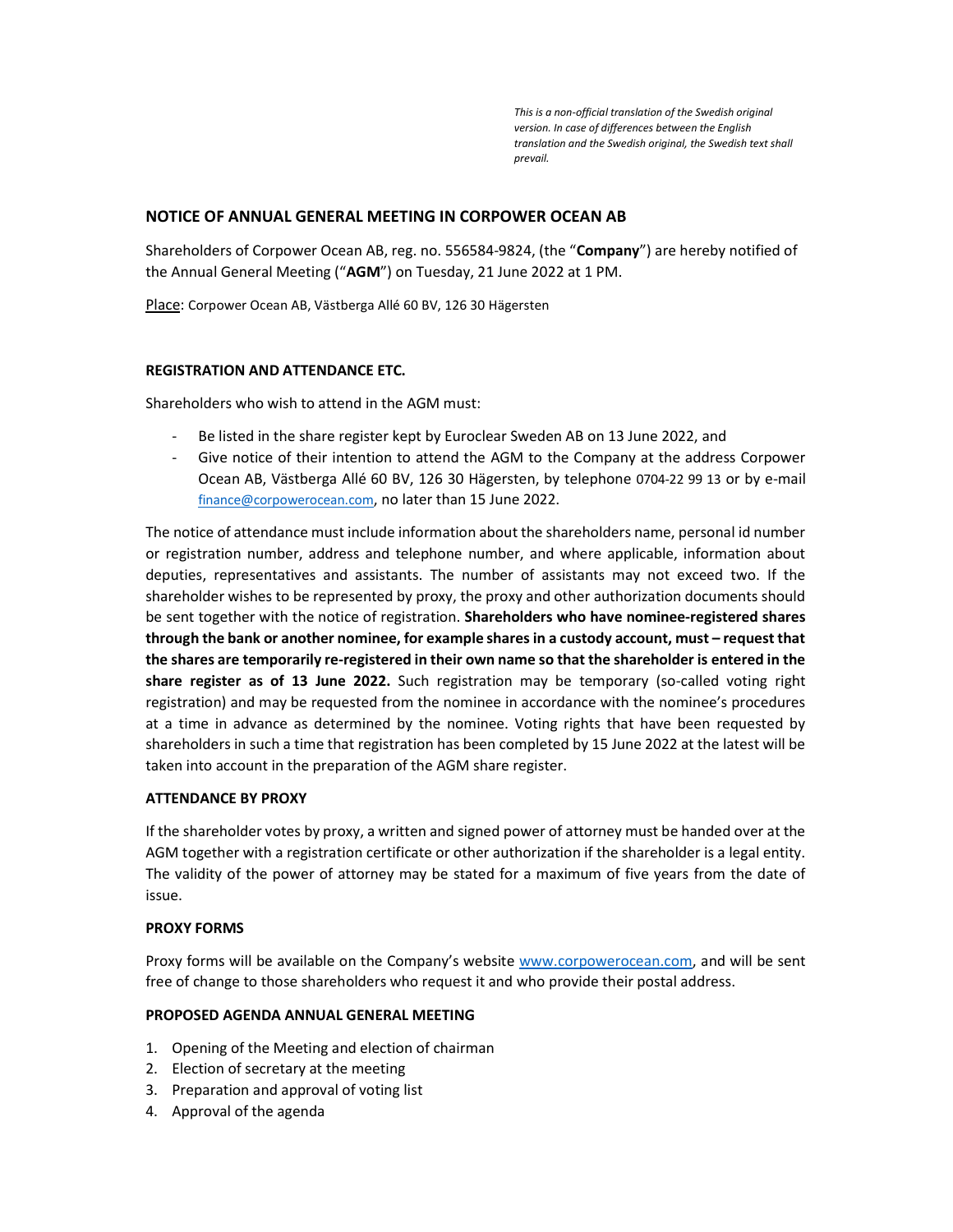*This is a non-official translation of the Swedish original version. In case of differences between the English translation and the Swedish original, the Swedish text shall prevail.*

## NOTICE OF ANNUAL GENERAL MEETING IN CORPOWER OCEAN AB

Shareholders of Corpower Ocean AB, reg. no. 556584-9824, (the "**Company**") are hereby notified of the Annual General Meeting ("**AGM**") on Tuesday, 21 June 2022 at 1 PM.

Place: Corpower Ocean AB, Västberga Allé 60 BV, 126 30 Hägersten

### REGISTRATION AND ATTENDANCE ETC.

Shareholders who wish to attend in the AGM must:

- Be listed in the share register kept by Euroclear Sweden AB on 13 June 2022, and
- Give notice of their intention to attend the AGM to the Company at the address Corpower Ocean AB, Västberga Allé 60 BV, 126 30 Hägersten, by telephone 0704-22 99 13 or by e-mail finance@corpowerocean.com, no later than 15 June 2022.

The notice of attendance must include information about the shareholders name, personal id number or registration number, address and telephone number, and where applicable, information about deputies, representatives and assistants. The number of assistants may not exceed two. If the shareholder wishes to be represented by proxy, the proxy and other authorization documents should be sent together with the notice of registration. **Shareholders who have nominee-registered shares through the bank or another nominee, for example shares in a custody account, must – request that the shares are temporarily re-registered in their own name so that the shareholder is entered in the share register as of 13 June 2022.** Such registration may be temporary (so-called voting right registration) and may be requested from the nominee in accordance with the nominee's procedures at a time in advance as determined by the nominee. Voting rights that have been requested by shareholders in such a time that registration has been completed by 15 June 2022 at the latest will be taken into account in the preparation of the AGM share register.

### ATTENDANCE BY PROXY

If the shareholder votes by proxy, a written and signed power of attorney must be handed over at the AGM together with a registration certificate or other authorization if the shareholder is a legal entity. The validity of the power of attorney may be stated for a maximum of five years from the date of issue.

### PROXY FORMS

Proxy forms will be available on the Company's website www.corpowerocean.com, and will be sent free of change to those shareholders who request it and who provide their postal address.

### PROPOSED AGENDA ANNUAL GENERAL MEETING

1. Opening of the Meeting and election of chairman
2. Election of secretary at the meeting
3. Preparation and approval of voting list
4. Approval of the agenda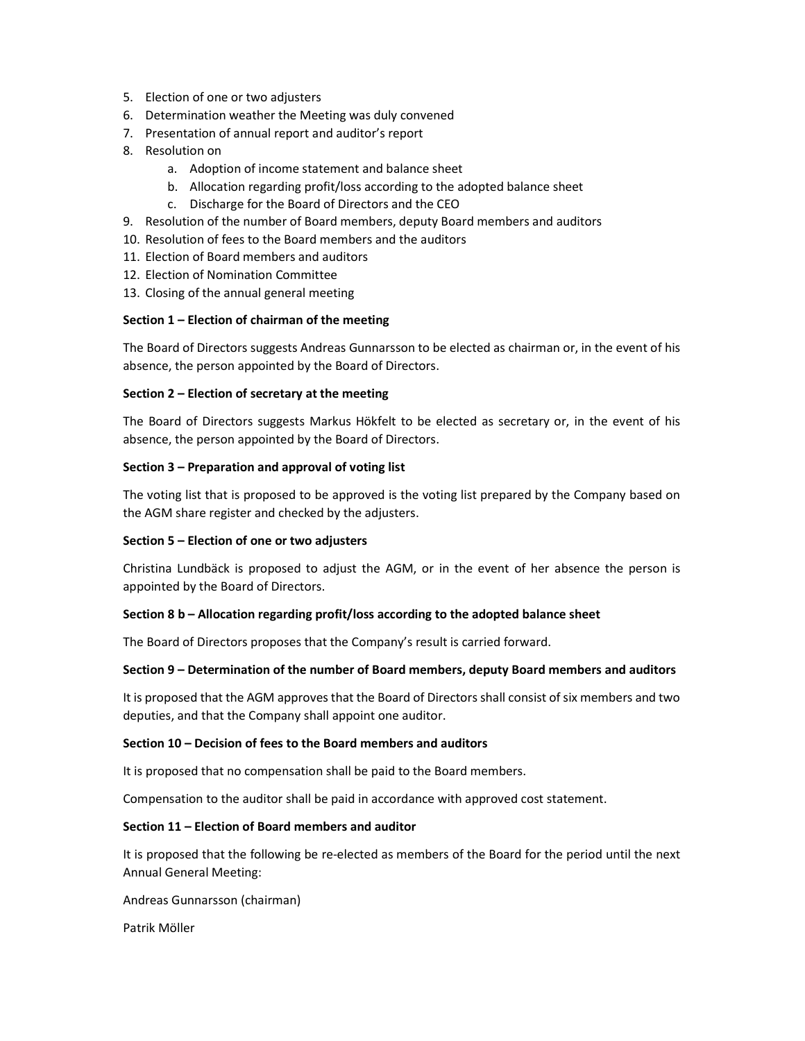5. Election of one or two adjusters
6. Determination weather the Meeting was duly convened
7. Presentation of annual report and auditor's report
8. Resolution on
    a. Adoption of income statement and balance sheet
    b. Allocation regarding profit/loss according to the adopted balance sheet
    c. Discharge for the Board of Directors and the CEO
9. Resolution of the number of Board members, deputy Board members and auditors
10. Resolution of fees to the Board members and the auditors
11. Election of Board members and auditors
12. Election of Nomination Committee
13. Closing of the annual general meeting

**Section 1 – Election of chairman of the meeting**

The Board of Directors suggests Andreas Gunnarsson to be elected as chairman or, in the event of his absence, the person appointed by the Board of Directors.

**Section 2 – Election of secretary at the meeting**

The Board of Directors suggests Markus Hökfelt to be elected as secretary or, in the event of his absence, the person appointed by the Board of Directors.

**Section 3 – Preparation and approval of voting list**

The voting list that is proposed to be approved is the voting list prepared by the Company based on the AGM share register and checked by the adjusters.

**Section 5 – Election of one or two adjusters**

Christina Lundbäck is proposed to adjust the AGM, or in the event of her absence the person is appointed by the Board of Directors.

**Section 8 b – Allocation regarding profit/loss according to the adopted balance sheet**

The Board of Directors proposes that the Company's result is carried forward.

**Section 9 – Determination of the number of Board members, deputy Board members and auditors**

It is proposed that the AGM approves that the Board of Directors shall consist of six members and two deputies, and that the Company shall appoint one auditor.

**Section 10 – Decision of fees to the Board members and auditors**

It is proposed that no compensation shall be paid to the Board members.

Compensation to the auditor shall be paid in accordance with approved cost statement.

**Section 11 – Election of Board members and auditor**

It is proposed that the following be re-elected as members of the Board for the period until the next Annual General Meeting:

Andreas Gunnarsson (chairman)

Patrik Möller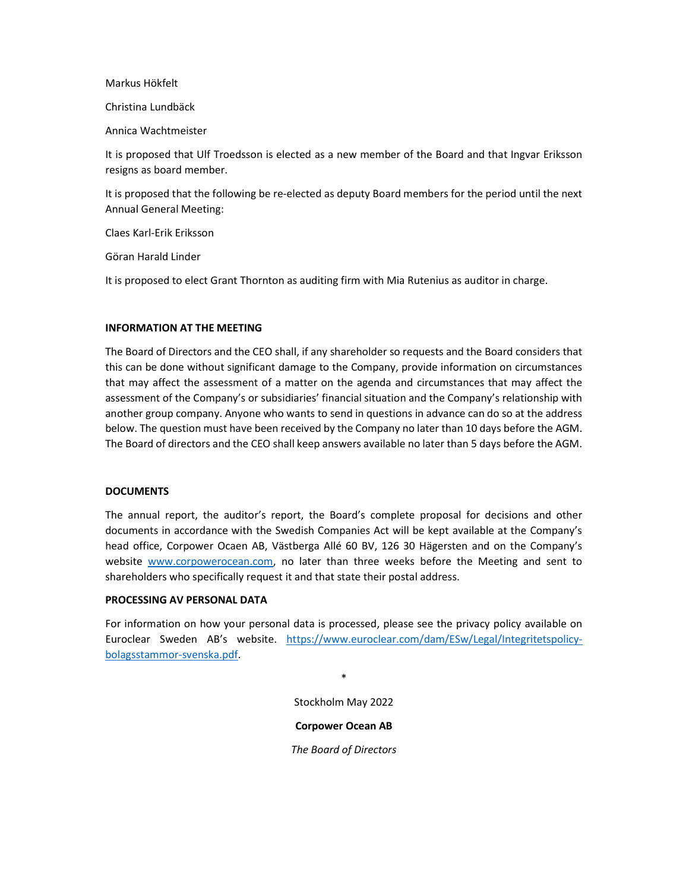Markus Hökfelt

Christina Lundbäck

Annica Wachtmeister

It is proposed that Ulf Troedsson is elected as a new member of the Board and that Ingvar Eriksson resigns as board member.

It is proposed that the following be re-elected as deputy Board members for the period until the next Annual General Meeting:

Claes Karl-Erik Eriksson

Göran Harald Linder

It is proposed to elect Grant Thornton as auditing firm with Mia Rutenius as auditor in charge.

**INFORMATION AT THE MEETING**

The Board of Directors and the CEO shall, if any shareholder so requests and the Board considers that this can be done without significant damage to the Company, provide information on circumstances that may affect the assessment of a matter on the agenda and circumstances that may affect the assessment of the Company's or subsidiaries' financial situation and the Company's relationship with another group company. Anyone who wants to send in questions in advance can do so at the address below. The question must have been received by the Company no later than 10 days before the AGM. The Board of directors and the CEO shall keep answers available no later than 5 days before the AGM.

**DOCUMENTS**

The annual report, the auditor's report, the Board's complete proposal for decisions and other documents in accordance with the Swedish Companies Act will be kept available at the Company's head office, Corpower Ocaen AB, Västberga Allé 60 BV, 126 30 Hägersten and on the Company's website [www.corpowerocean.com](http://www.corpowerocean.com), no later than three weeks before the Meeting and sent to shareholders who specifically request it and that state their postal address.

**PROCESSING AV PERSONAL DATA**

For information on how your personal data is processed, please see the privacy policy available on Euroclear Sweden AB's website. [https://www.euroclear.com/dam/ESw/Legal/Integritetspolicy-bolagsstammor-svenska.pdf](https://www.euroclear.com/dam/ESw/Legal/Integritetspolicy-bolagsstammor-svenska.pdf).

*

Stockholm May 2022

**Corpower Ocean AB**

*The Board of Directors*